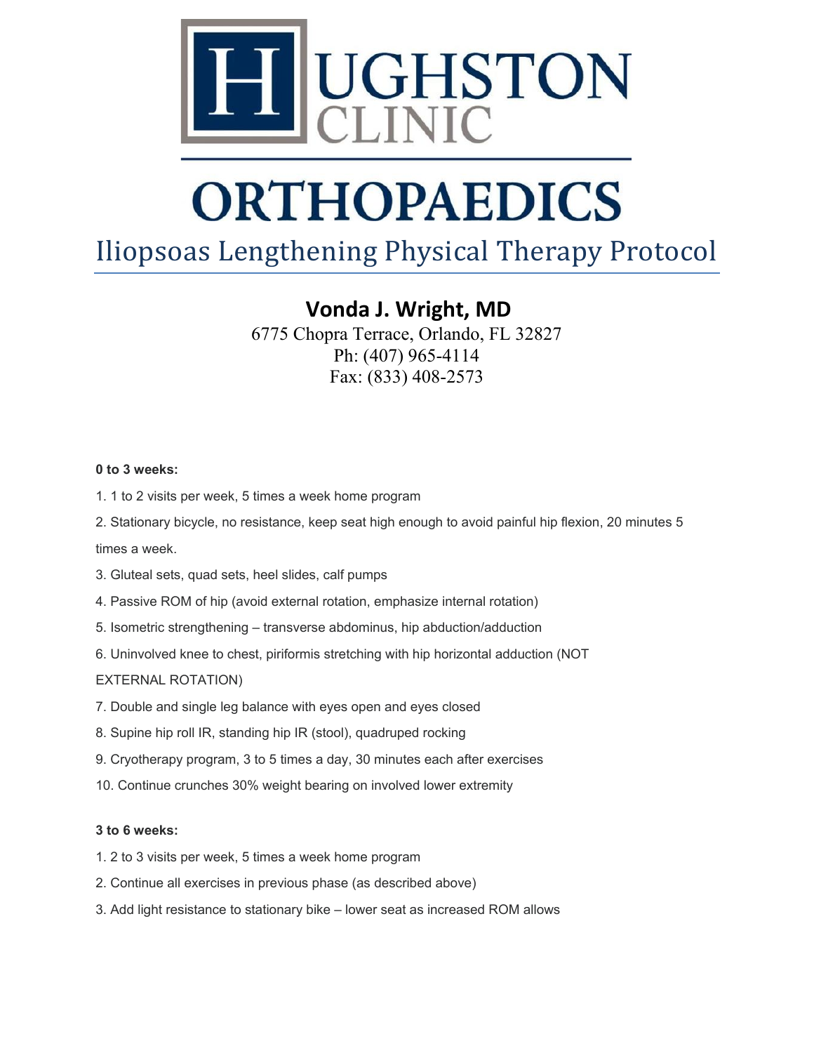# HUGHSTON CLINIC

# ORTHOPAEDICS

## Iliopsoas Lengthening Physical Therapy Protocol

**Vonda J. Wright, MD**

6775 Chopra Terrace, Orlando, FL 32827
Ph: (407) 965-4114
Fax: (833) 408-2573

**0 to 3 weeks:**

1. 1 to 2 visits per week, 5 times a week home program
2. Stationary bicycle, no resistance, keep seat high enough to avoid painful hip flexion, 20 minutes 5 times a week.
3. Gluteal sets, quad sets, heel slides, calf pumps
4. Passive ROM of hip (avoid external rotation, emphasize internal rotation)
5. Isometric strengthening – transverse abdominus, hip abduction/adduction
6. Uninvolved knee to chest, piriformis stretching with hip horizontal adduction (NOT EXTERNAL ROTATION)
7. Double and single leg balance with eyes open and eyes closed
8. Supine hip roll IR, standing hip IR (stool), quadruped rocking
9. Cryotherapy program, 3 to 5 times a day, 30 minutes each after exercises
10. Continue crunches 30% weight bearing on involved lower extremity

**3 to 6 weeks:**

1. 2 to 3 visits per week, 5 times a week home program
2. Continue all exercises in previous phase (as described above)
3. Add light resistance to stationary bike – lower seat as increased ROM allows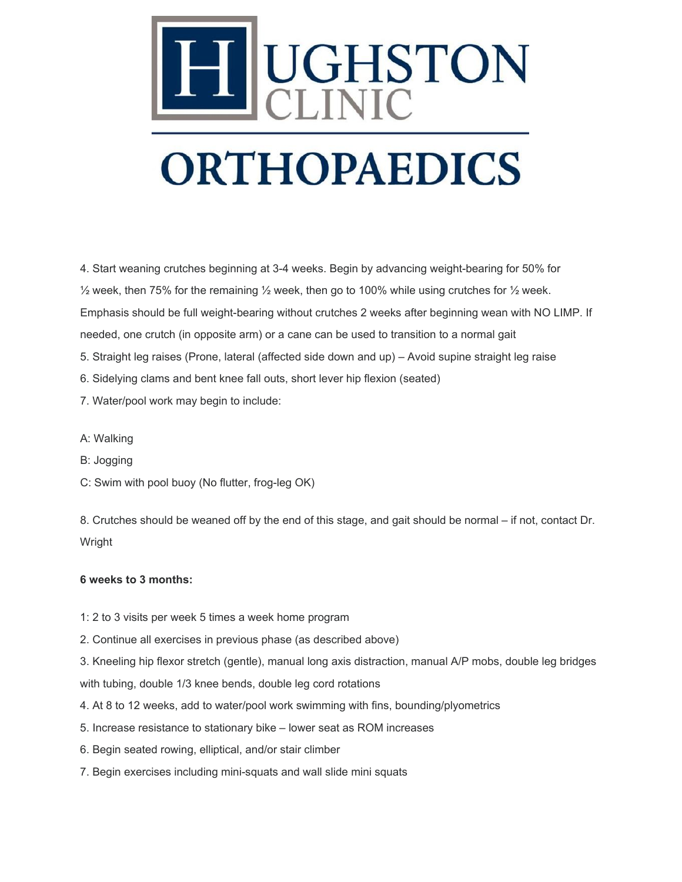4. Start weaning crutches beginning at 3-4 weeks. Begin by advancing weight-bearing for 50% for ½ week, then 75% for the remaining ½ week, then go to 100% while using crutches for ½ week. Emphasis should be full weight-bearing without crutches 2 weeks after beginning wean with NO LIMP. If needed, one crutch (in opposite arm) or a cane can be used to transition to a normal gait
5. Straight leg raises (Prone, lateral (affected side down and up) – Avoid supine straight leg raise
6. Sidelying clams and bent knee fall outs, short lever hip flexion (seated)
7. Water/pool work may begin to include:

A: Walking

B: Jogging

C: Swim with pool buoy (No flutter, frog-leg OK)

8. Crutches should be weaned off by the end of this stage, and gait should be normal – if not, contact Dr. Wright

**6 weeks to 3 months:**

1: 2 to 3 visits per week 5 times a week home program
2. Continue all exercises in previous phase (as described above)
3. Kneeling hip flexor stretch (gentle), manual long axis distraction, manual A/P mobs, double leg bridges with tubing, double 1/3 knee bends, double leg cord rotations
4. At 8 to 12 weeks, add to water/pool work swimming with fins, bounding/plyometrics
5. Increase resistance to stationary bike – lower seat as ROM increases
6. Begin seated rowing, elliptical, and/or stair climber
7. Begin exercises including mini-squats and wall slide mini squats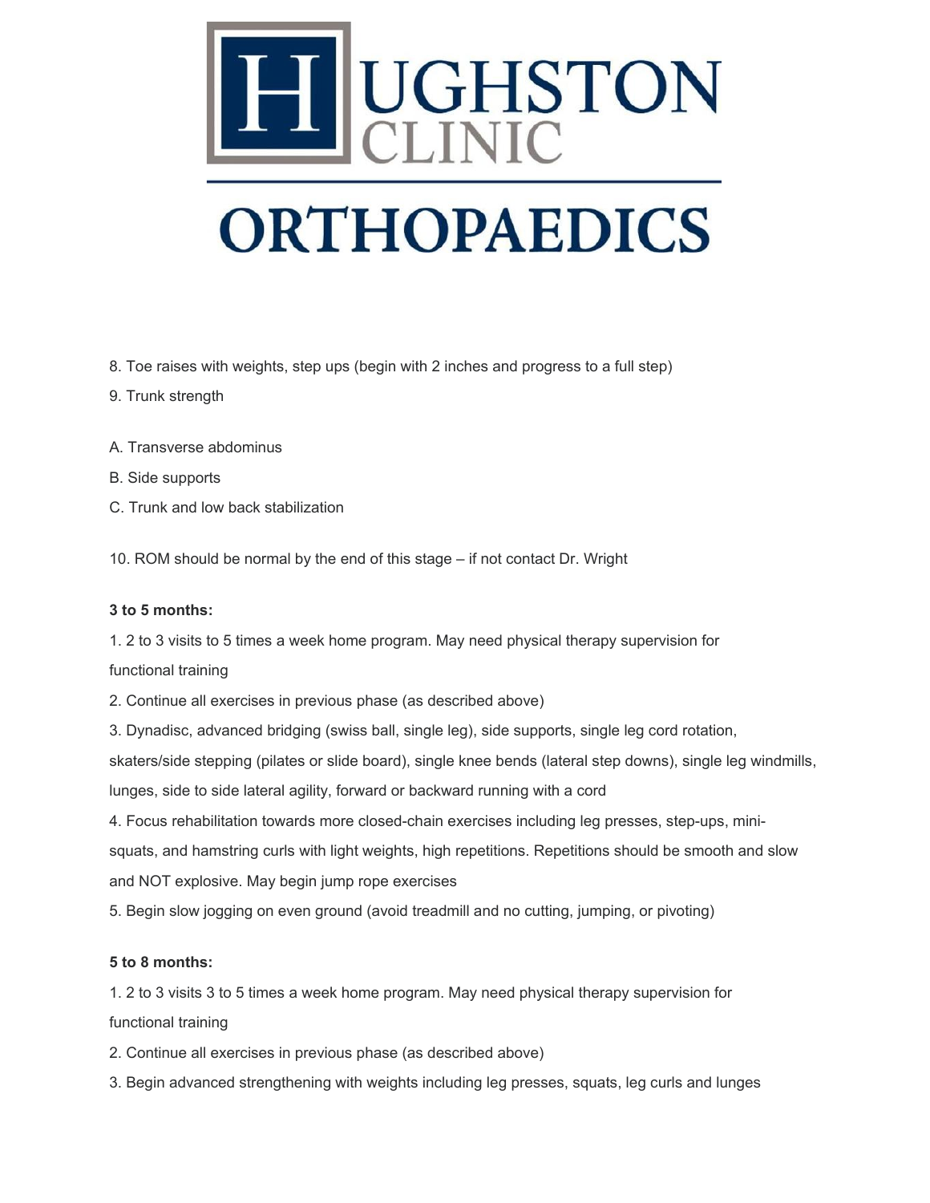8. Toe raises with weights, step ups (begin with 2 inches and progress to a full step)

9. Trunk strength

A. Transverse abdominus

B. Side supports

C. Trunk and low back stabilization

10. ROM should be normal by the end of this stage – if not contact Dr. Wright

**3 to 5 months:**

1. 2 to 3 visits to 5 times a week home program. May need physical therapy supervision for functional training
2. Continue all exercises in previous phase (as described above)
3. Dynadisc, advanced bridging (swiss ball, single leg), side supports, single leg cord rotation, skaters/side stepping (pilates or slide board), single knee bends (lateral step downs), single leg windmills, lunges, side to side lateral agility, forward or backward running with a cord
4. Focus rehabilitation towards more closed-chain exercises including leg presses, step-ups, mini-squats, and hamstring curls with light weights, high repetitions. Repetitions should be smooth and slow and NOT explosive. May begin jump rope exercises
5. Begin slow jogging on even ground (avoid treadmill and no cutting, jumping, or pivoting)

**5 to 8 months:**

1. 2 to 3 visits 3 to 5 times a week home program. May need physical therapy supervision for functional training
2. Continue all exercises in previous phase (as described above)
3. Begin advanced strengthening with weights including leg presses, squats, leg curls and lunges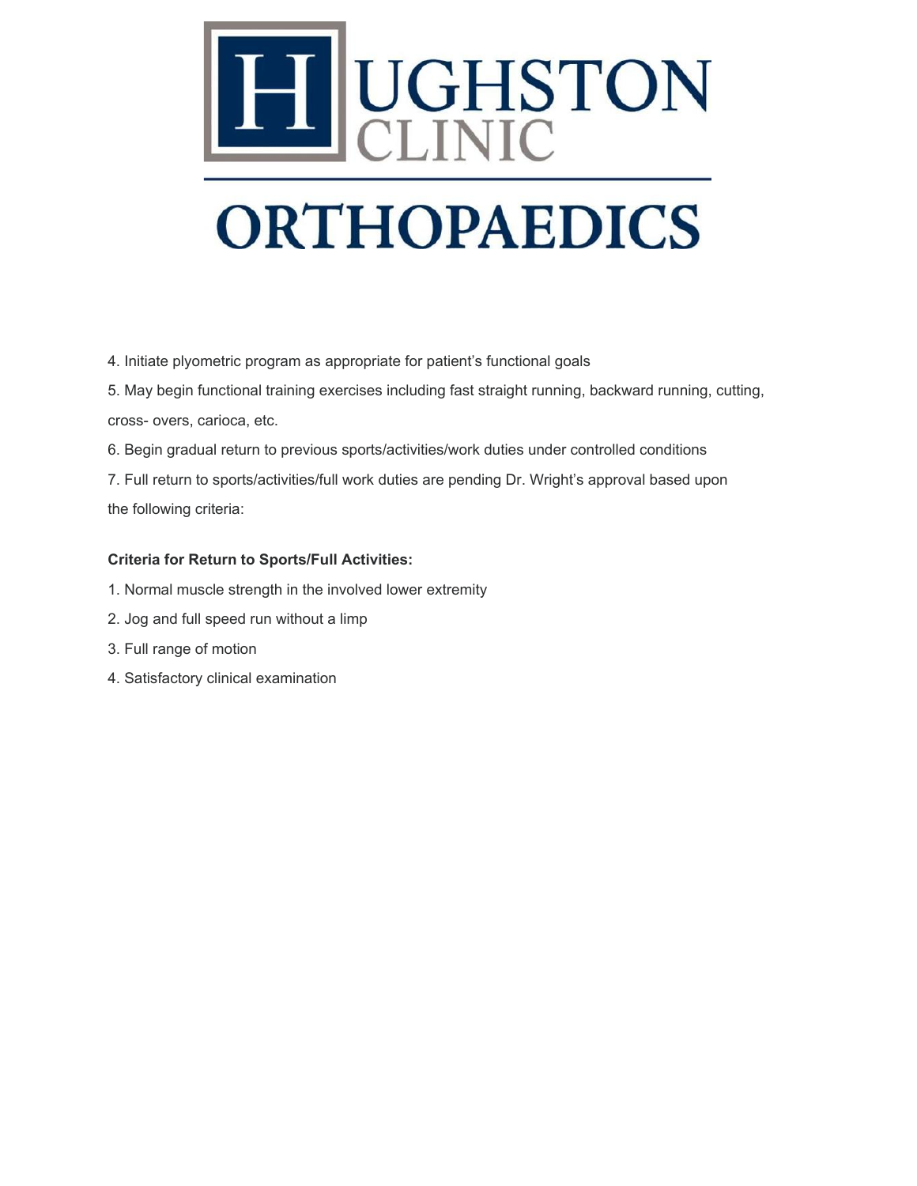4. Initiate plyometric program as appropriate for patient's functional goals
5. May begin functional training exercises including fast straight running, backward running, cutting, cross- overs, carioca, etc.
6. Begin gradual return to previous sports/activities/work duties under controlled conditions
7. Full return to sports/activities/full work duties are pending Dr. Wright's approval based upon the following criteria:

**Criteria for Return to Sports/Full Activities:**

1. Normal muscle strength in the involved lower extremity
2. Jog and full speed run without a limp
3. Full range of motion
4. Satisfactory clinical examination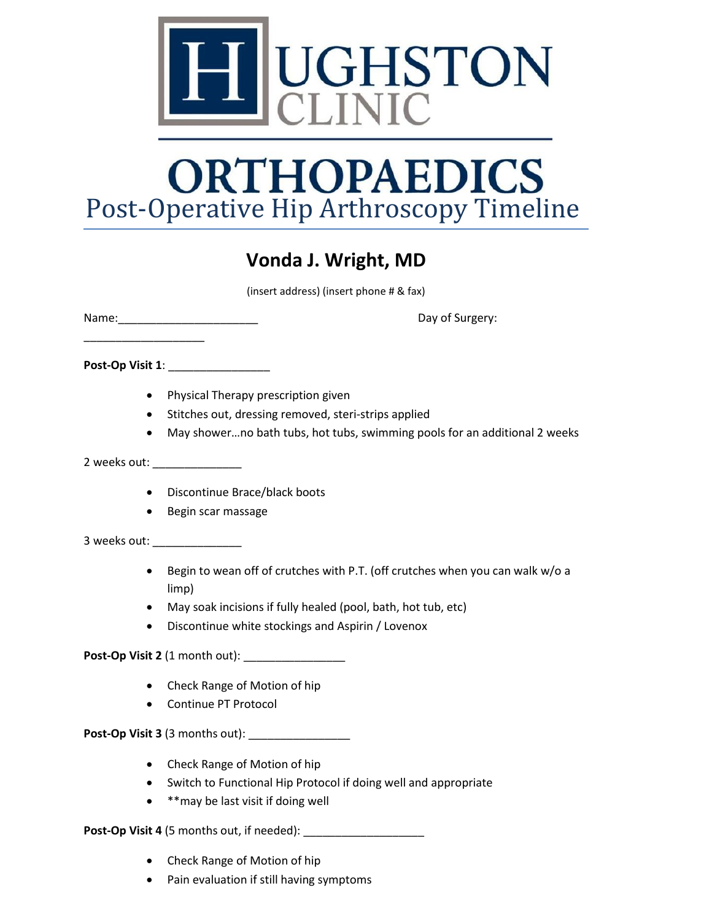# HUGHSTON CLINIC

# ORTHOPAEDICS

## Post-Operative Hip Arthroscopy Timeline

### Vonda J. Wright, MD

(insert address) (insert phone # & fax)

Name:______________________ Day of Surgery: ___________________

**Post-Op Visit 1**: ________________

- Physical Therapy prescription given
- Stitches out, dressing removed, steri-strips applied
- May shower…no bath tubs, hot tubs, swimming pools for an additional 2 weeks

2 weeks out: ______________

- Discontinue Brace/black boots
- Begin scar massage

3 weeks out: ______________

- Begin to wean off of crutches with P.T. (off crutches when you can walk w/o a limp)
- May soak incisions if fully healed (pool, bath, hot tub, etc)
- Discontinue white stockings and Aspirin / Lovenox

**Post-Op Visit 2** (1 month out): ________________

- Check Range of Motion of hip
- Continue PT Protocol

**Post-Op Visit 3** (3 months out): ________________

- Check Range of Motion of hip
- Switch to Functional Hip Protocol if doing well and appropriate
- **may be last visit if doing well

**Post-Op Visit 4** (5 months out, if needed): ___________________

- Check Range of Motion of hip
- Pain evaluation if still having symptoms